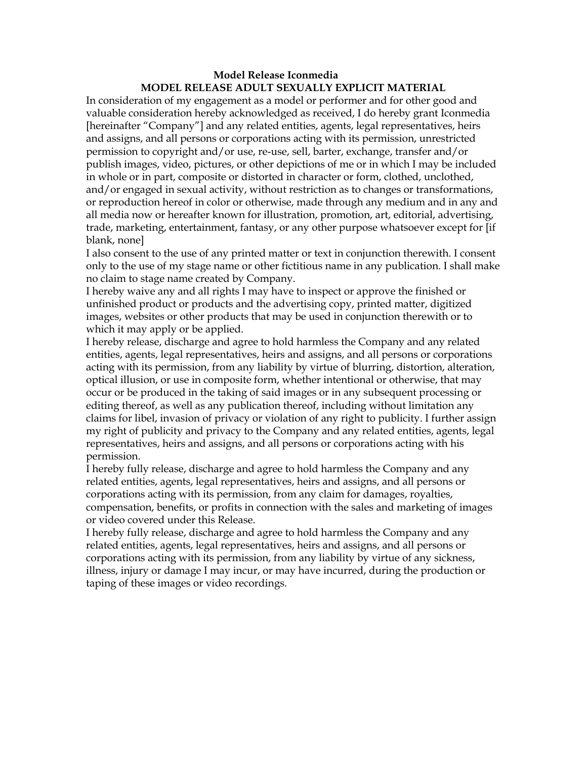**Model Release Iconmedia**

**MODEL RELEASE ADULT SEXUALLY EXPLICIT MATERIAL**

In consideration of my engagement as a model or performer and for other good and valuable consideration hereby acknowledged as received, I do hereby grant Iconmedia [hereinafter "Company"] and any related entities, agents, legal representatives, heirs and assigns, and all persons or corporations acting with its permission, unrestricted permission to copyright and/or use, re-use, sell, barter, exchange, transfer and/or publish images, video, pictures, or other depictions of me or in which I may be included in whole or in part, composite or distorted in character or form, clothed, unclothed, and/or engaged in sexual activity, without restriction as to changes or transformations, or reproduction hereof in color or otherwise, made through any medium and in any and all media now or hereafter known for illustration, promotion, art, editorial, advertising, trade, marketing, entertainment, fantasy, or any other purpose whatsoever except for [if blank, none]

I also consent to the use of any printed matter or text in conjunction therewith. I consent only to the use of my stage name or other fictitious name in any publication. I shall make no claim to stage name created by Company.

I hereby waive any and all rights I may have to inspect or approve the finished or unfinished product or products and the advertising copy, printed matter, digitized images, websites or other products that may be used in conjunction therewith or to which it may apply or be applied.

I hereby release, discharge and agree to hold harmless the Company and any related entities, agents, legal representatives, heirs and assigns, and all persons or corporations acting with its permission, from any liability by virtue of blurring, distortion, alteration, optical illusion, or use in composite form, whether intentional or otherwise, that may occur or be produced in the taking of said images or in any subsequent processing or editing thereof, as well as any publication thereof, including without limitation any claims for libel, invasion of privacy or violation of any right to publicity. I further assign my right of publicity and privacy to the Company and any related entities, agents, legal representatives, heirs and assigns, and all persons or corporations acting with his permission.

I hereby fully release, discharge and agree to hold harmless the Company and any related entities, agents, legal representatives, heirs and assigns, and all persons or corporations acting with its permission, from any claim for damages, royalties, compensation, benefits, or profits in connection with the sales and marketing of images or video covered under this Release.

I hereby fully release, discharge and agree to hold harmless the Company and any related entities, agents, legal representatives, heirs and assigns, and all persons or corporations acting with its permission, from any liability by virtue of any sickness, illness, injury or damage I may incur, or may have incurred, during the production or taping of these images or video recordings.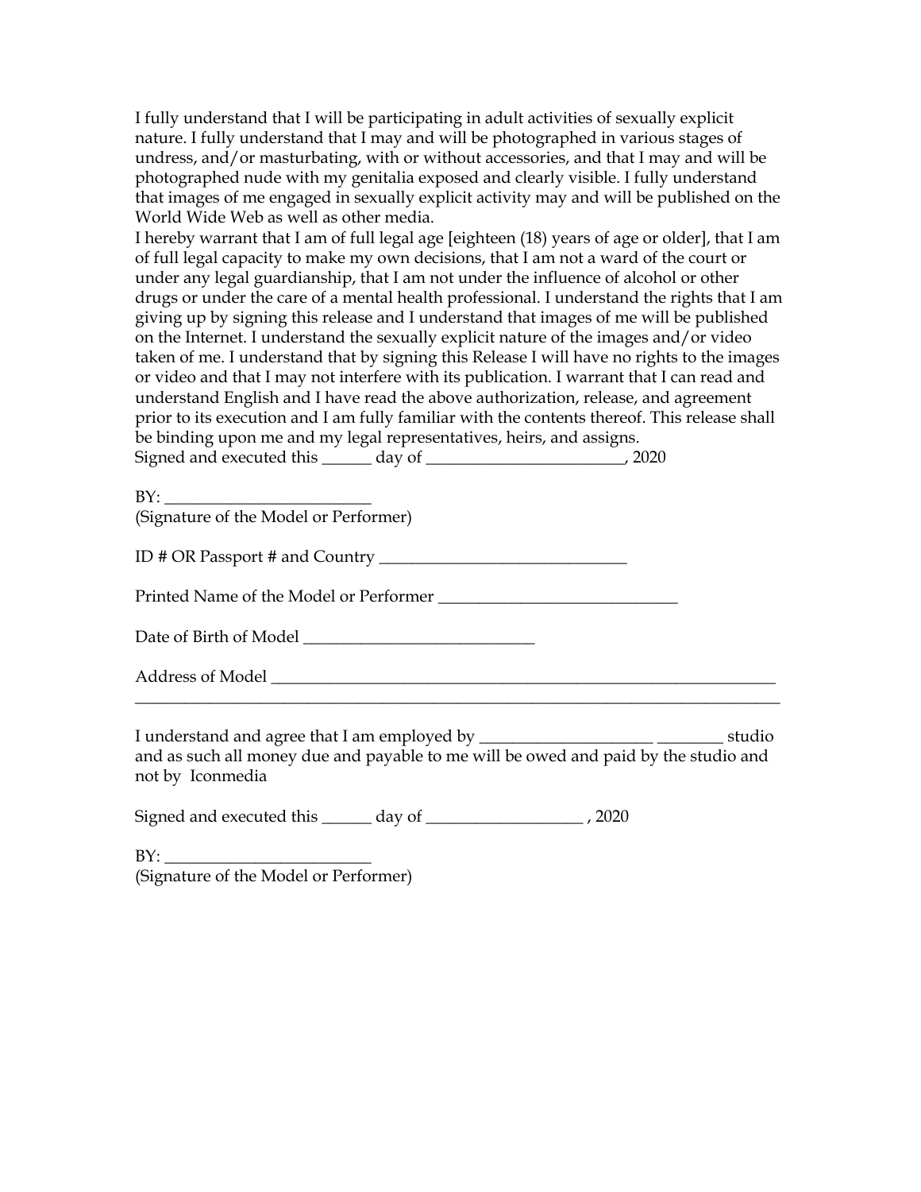I fully understand that I will be participating in adult activities of sexually explicit nature. I fully understand that I may and will be photographed in various stages of undress, and/or masturbating, with or without accessories, and that I may and will be photographed nude with my genitalia exposed and clearly visible. I fully understand that images of me engaged in sexually explicit activity may and will be published on the World Wide Web as well as other media.

I hereby warrant that I am of full legal age [eighteen (18) years of age or older], that I am of full legal capacity to make my own decisions, that I am not a ward of the court or under any legal guardianship, that I am not under the influence of alcohol or other drugs or under the care of a mental health professional. I understand the rights that I am giving up by signing this release and I understand that images of me will be published on the Internet. I understand the sexually explicit nature of the images and/or video taken of me. I understand that by signing this Release I will have no rights to the images or video and that I may not interfere with its publication. I warrant that I can read and understand English and I have read the above authorization, release, and agreement prior to its execution and I am fully familiar with the contents thereof. This release shall be binding upon me and my legal representatives, heirs, and assigns.

Signed and executed this ______ day of ________________________, 2020

BY: _________________________
(Signature of the Model or Performer)

ID # OR Passport # and Country ______________________________

Printed Name of the Model or Performer _____________________________

Date of Birth of Model ____________________________

Address of Model _______________________________________________________________
_________________________________________________________________________________

I understand and agree that I am employed by _____________________ ________ studio and as such all money due and payable to me will be owed and paid by the studio and not by Iconmedia

Signed and executed this ______ day of ___________________ , 2020

BY: _________________________
(Signature of the Model or Performer)